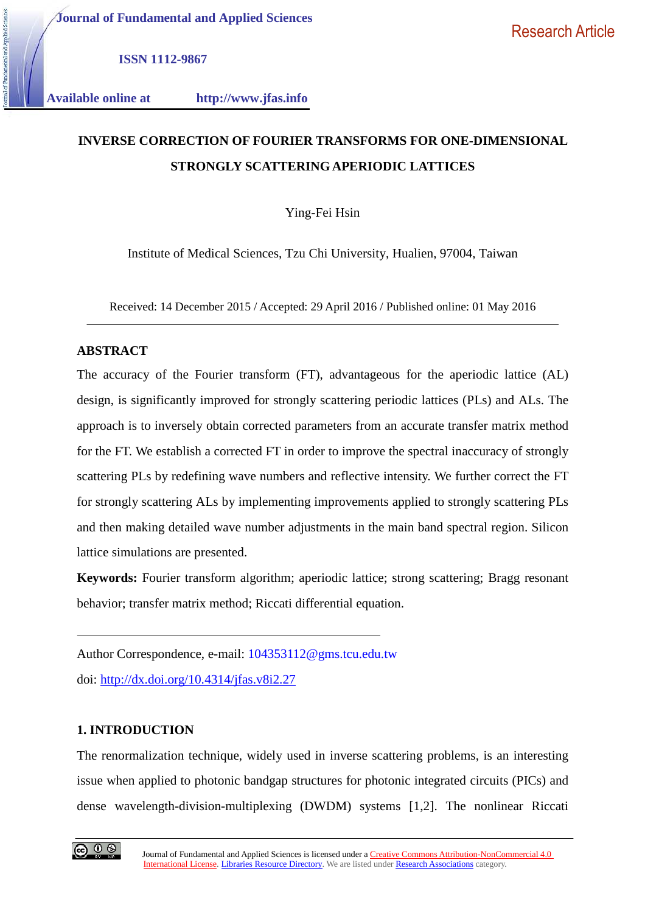Journal of Fundamental and Applied Sciences

ISSN 1112-9867

Available online at http://www.jfas.info

Research Article

# INVERSE CORRECTION OF FOURIER TRANSFORMS FOR ONE-DIMENSIONAL STRONGLY SCATTERING APERIODIC LATTICES

Ying-Fei Hsin

Institute of Medical Sciences, Tzu Chi University, Hualien, 97004, Taiwan

Received: 14 December 2015 / Accepted: 29 April 2016 / Published online: 01 May 2016

## ABSTRACT

The accuracy of the Fourier transform (FT), advantageous for the aperiodic lattice (AL) design, is significantly improved for strongly scattering periodic lattices (PLs) and ALs. The approach is to inversely obtain corrected parameters from an accurate transfer matrix method for the FT. We establish a corrected FT in order to improve the spectral inaccuracy of strongly scattering PLs by redefining wave numbers and reflective intensity. We further correct the FT for strongly scattering ALs by implementing improvements applied to strongly scattering PLs and then making detailed wave number adjustments in the main band spectral region. Silicon lattice simulations are presented.

**Keywords:** Fourier transform algorithm; aperiodic lattice; strong scattering; Bragg resonant behavior; transfer matrix method; Riccati differential equation.

Author Correspondence, e-mail: 104353112@gms.tcu.edu.tw

doi: http://dx.doi.org/10.4314/jfas.v8i2.27

## 1. INTRODUCTION

The renormalization technique, widely used in inverse scattering problems, is an interesting issue when applied to photonic bandgap structures for photonic integrated circuits (PICs) and dense wavelength-division-multiplexing (DWDM) systems [1,2]. The nonlinear Riccati

Journal of Fundamental and Applied Sciences is licensed under a Creative Commons Attribution-NonCommercial 4.0 International License. Libraries Resource Directory. We are listed under Research Associations category.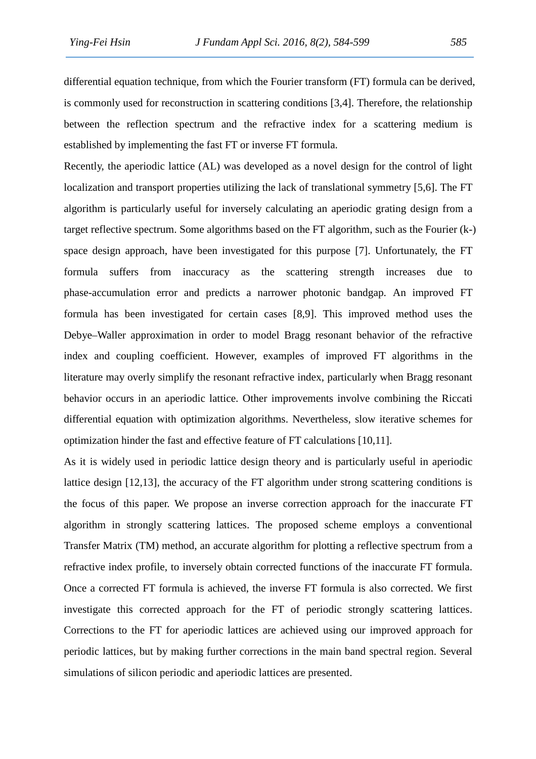differential equation technique, from which the Fourier transform (FT) formula can be derived, is commonly used for reconstruction in scattering conditions [3,4]. Therefore, the relationship between the reflection spectrum and the refractive index for a scattering medium is established by implementing the fast FT or inverse FT formula.

Recently, the aperiodic lattice (AL) was developed as a novel design for the control of light localization and transport properties utilizing the lack of translational symmetry [5,6]. The FT algorithm is particularly useful for inversely calculating an aperiodic grating design from a target reflective spectrum. Some algorithms based on the FT algorithm, such as the Fourier (k-) space design approach, have been investigated for this purpose [7]. Unfortunately, the FT formula suffers from inaccuracy as the scattering strength increases due to phase-accumulation error and predicts a narrower photonic bandgap. An improved FT formula has been investigated for certain cases [8,9]. This improved method uses the Debye–Waller approximation in order to model Bragg resonant behavior of the refractive index and coupling coefficient. However, examples of improved FT algorithms in the literature may overly simplify the resonant refractive index, particularly when Bragg resonant behavior occurs in an aperiodic lattice. Other improvements involve combining the Riccati differential equation with optimization algorithms. Nevertheless, slow iterative schemes for optimization hinder the fast and effective feature of FT calculations [10,11].

As it is widely used in periodic lattice design theory and is particularly useful in aperiodic lattice design [12,13], the accuracy of the FT algorithm under strong scattering conditions is the focus of this paper. We propose an inverse correction approach for the inaccurate FT algorithm in strongly scattering lattices. The proposed scheme employs a conventional Transfer Matrix (TM) method, an accurate algorithm for plotting a reflective spectrum from a refractive index profile, to inversely obtain corrected functions of the inaccurate FT formula. Once a corrected FT formula is achieved, the inverse FT formula is also corrected. We first investigate this corrected approach for the FT of periodic strongly scattering lattices. Corrections to the FT for aperiodic lattices are achieved using our improved approach for periodic lattices, but by making further corrections in the main band spectral region. Several simulations of silicon periodic and aperiodic lattices are presented.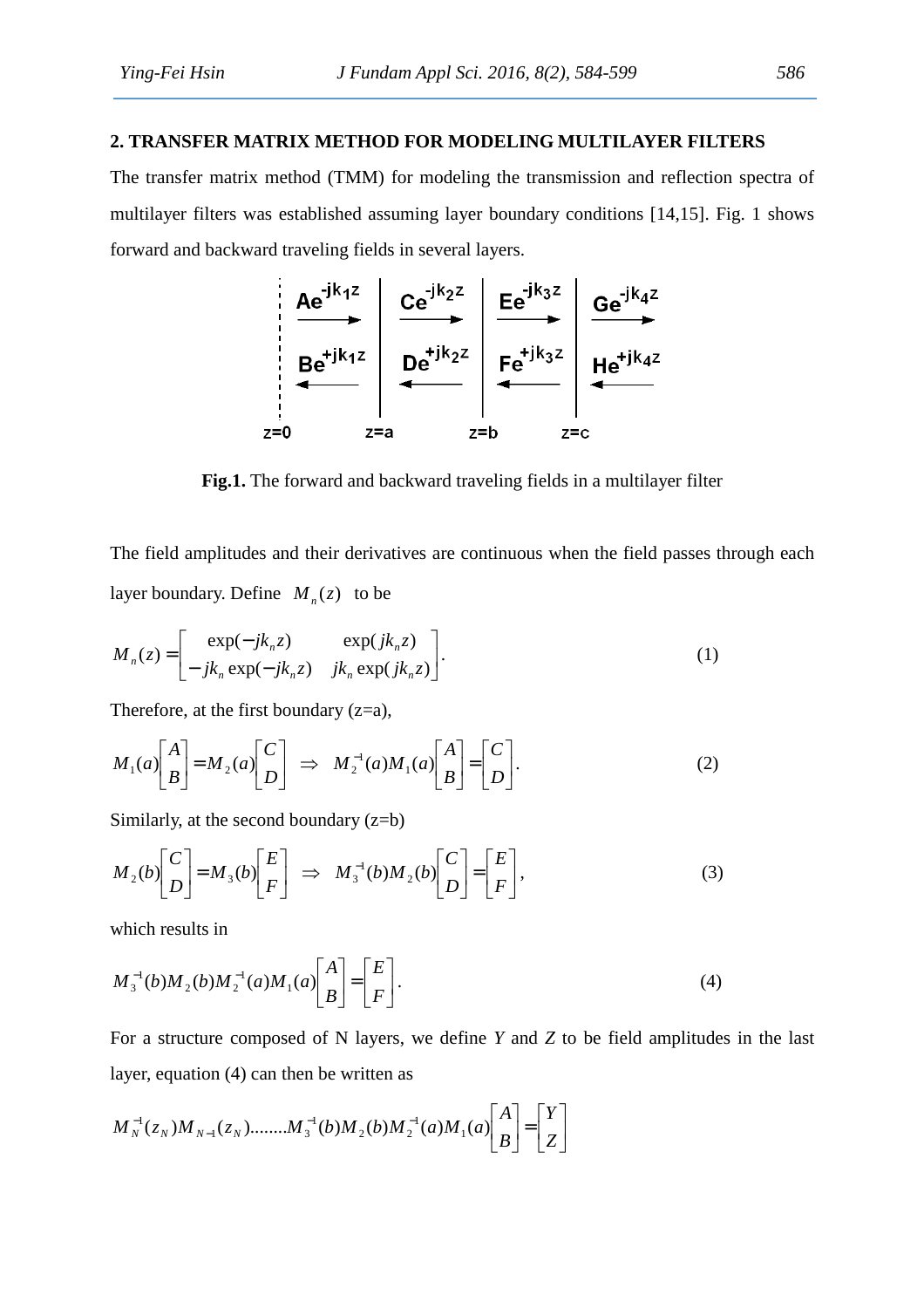## 2. TRANSFER MATRIX METHOD FOR MODELING MULTILAYER FILTERS

The transfer matrix method (TMM) for modeling the transmission and reflection spectra of multilayer filters was established assuming layer boundary conditions [14,15]. Fig. 1 shows forward and backward traveling fields in several layers.

**Fig.1.** The forward and backward traveling fields in a multilayer filter

The field amplitudes and their derivatives are continuous when the field passes through each layer boundary. Define $M_n(z)$ to be

$$M_n(z) = \begin{bmatrix} \exp(-jk_n z) & \exp(jk_n z) \\ -jk_n \exp(-jk_n z) & jk_n \exp(jk_n z) \end{bmatrix}. \tag{1}$$

Therefore, at the first boundary (z=a),

$$M_1(a)\begin{bmatrix} A \\ B \end{bmatrix} = M_2(a)\begin{bmatrix} C \\ D \end{bmatrix} \;\Rightarrow\; M_2^{-1}(a)M_1(a)\begin{bmatrix} A \\ B \end{bmatrix} = \begin{bmatrix} C \\ D \end{bmatrix}. \tag{2}$$

Similarly, at the second boundary (z=b)

$$M_2(b)\begin{bmatrix} C \\ D \end{bmatrix} = M_3(b)\begin{bmatrix} E \\ F \end{bmatrix} \;\Rightarrow\; M_3^{-1}(b)M_2(b)\begin{bmatrix} C \\ D \end{bmatrix} = \begin{bmatrix} E \\ F \end{bmatrix}, \tag{3}$$

which results in

$$M_3^{-1}(b)M_2(b)M_2^{-1}(a)M_1(a)\begin{bmatrix} A \\ B \end{bmatrix} = \begin{bmatrix} E \\ F \end{bmatrix}. \tag{4}$$

For a structure composed of N layers, we define *Y* and *Z* to be field amplitudes in the last layer, equation (4) can then be written as

$$M_N^{-1}(z_N)M_{N-1}(z_N)........M_3^{-1}(b)M_2(b)M_2^{-1}(a)M_1(a)\begin{bmatrix} A \\ B \end{bmatrix} = \begin{bmatrix} Y \\ Z \end{bmatrix}$$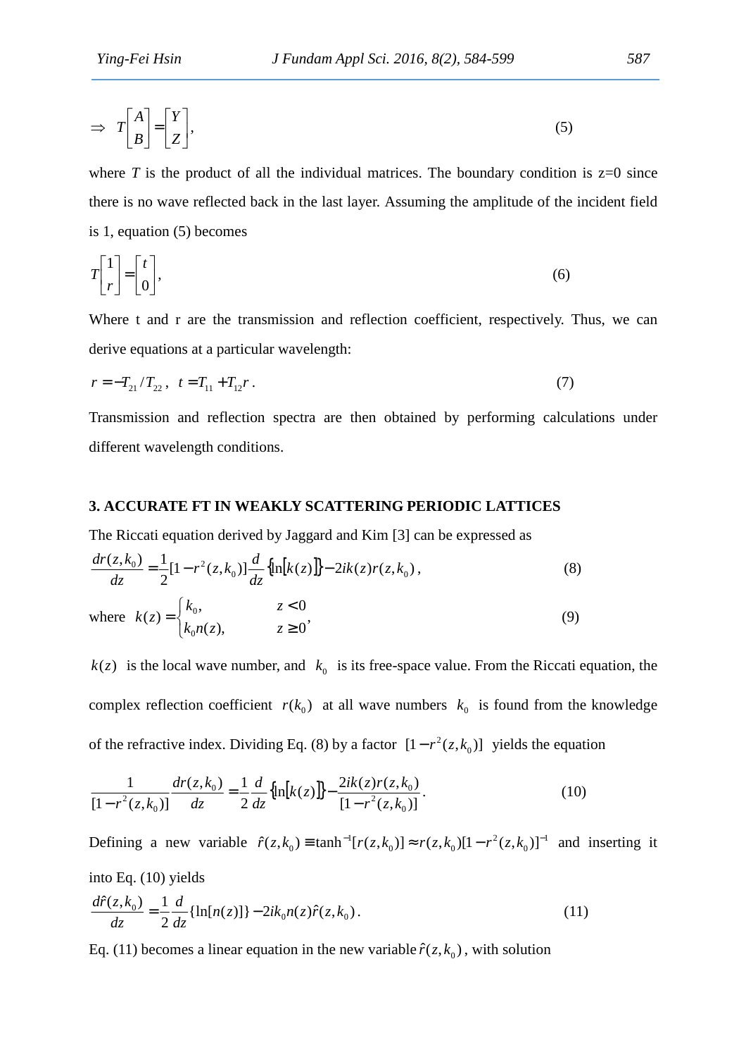$$\Rightarrow \quad T\begin{bmatrix} A \\ B \end{bmatrix} = \begin{bmatrix} Y \\ Z \end{bmatrix}, \tag{5}$$

where $T$ is the product of all the individual matrices. The boundary condition is z=0 since there is no wave reflected back in the last layer. Assuming the amplitude of the incident field is 1, equation (5) becomes

$$T\begin{bmatrix} 1 \\ r \end{bmatrix} = \begin{bmatrix} t \\ 0 \end{bmatrix}, \tag{6}$$

Where t and r are the transmission and reflection coefficient, respectively. Thus, we can derive equations at a particular wavelength:

$$r = -T_{21}/T_{22}, \quad t = T_{11} + T_{12}r. \tag{7}$$

Transmission and reflection spectra are then obtained by performing calculations under different wavelength conditions.

## 3. ACCURATE FT IN WEAKLY SCATTERING PERIODIC LATTICES

The Riccati equation derived by Jaggard and Kim [3] can be expressed as

$$\frac{dr(z,k_0)}{dz} = \frac{1}{2}[1 - r^2(z,k_0)]\frac{d}{dz}\{\ln[k(z)]\} - 2ik(z)r(z,k_0), \tag{8}$$

$$\text{where} \quad k(z) = \begin{cases} k_0, & z < 0 \\ k_0 n(z), & z \geq 0 \end{cases}, \tag{9}$$

$k(z)$ is the local wave number, and $k_0$ is its free-space value. From the Riccati equation, the complex reflection coefficient $r(k_0)$ at all wave numbers $k_0$ is found from the knowledge of the refractive index. Dividing Eq. (8) by a factor $[1 - r^2(z,k_0)]$ yields the equation

$$\frac{1}{[1 - r^2(z,k_0)]}\frac{dr(z,k_0)}{dz} = \frac{1}{2}\frac{d}{dz}\{\ln[k(z)]\} - \frac{2ik(z)r(z,k_0)}{[1 - r^2(z,k_0)]}. \tag{10}$$

Defining a new variable $\hat{r}(z,k_0) \equiv \tanh^{-1}[r(z,k_0)] \approx r(z,k_0)[1 - r^2(z,k_0)]^{-1}$ and inserting it into Eq. (10) yields

$$\frac{d\hat{r}(z,k_0)}{dz} = \frac{1}{2}\frac{d}{dz}\{\ln[n(z)]\} - 2ik_0 n(z)\hat{r}(z,k_0). \tag{11}$$

Eq. (11) becomes a linear equation in the new variable $\hat{r}(z,k_0)$, with solution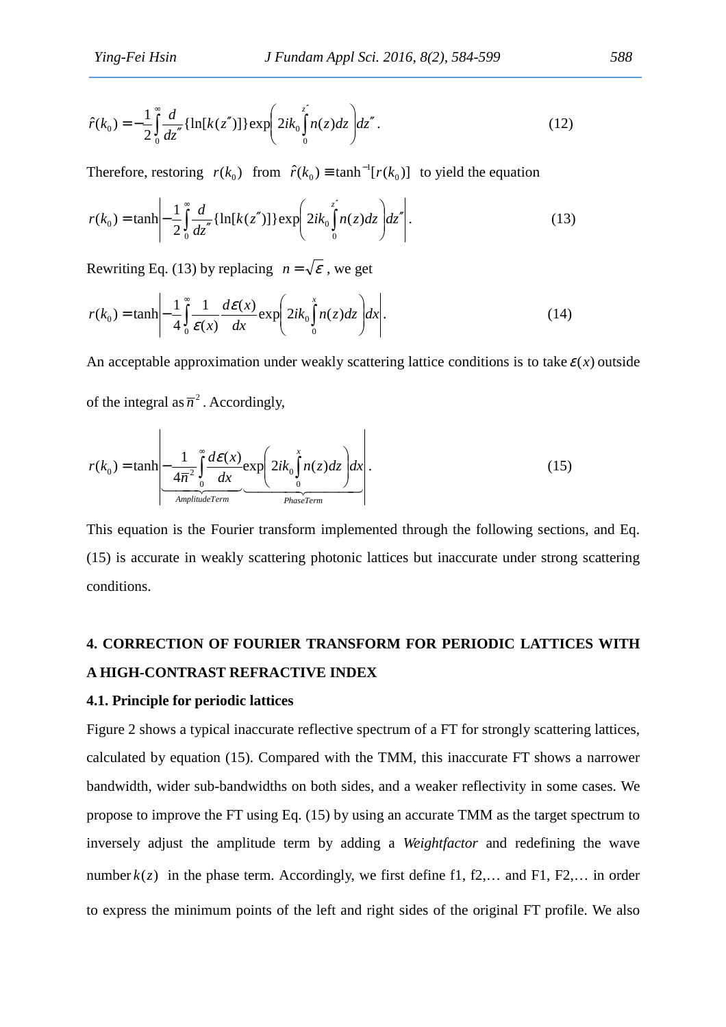$$\hat{r}(k_0) = -\frac{1}{2}\int_0^{\infty} \frac{d}{dz''}\{\ln[k(z'')]\}\exp\left(2ik_0\int_0^{z''} n(z)dz\right)dz''. \tag{12}$$

Therefore, restoring $r(k_0)$ from $\hat{r}(k_0) \equiv \tanh^{-1}[r(k_0)]$ to yield the equation

$$r(k_0) = \tanh\left|-\frac{1}{2}\int_0^{\infty} \frac{d}{dz''}\{\ln[k(z'')]\}\exp\left(2ik_0\int_0^{z''} n(z)dz\right)dz''\right|. \tag{13}$$

Rewriting Eq. (13) by replacing $n = \sqrt{\varepsilon}$, we get

$$r(k_0) = \tanh\left|-\frac{1}{4}\int_0^{\infty} \frac{1}{\varepsilon(x)}\frac{d\varepsilon(x)}{dx}\exp\left(2ik_0\int_0^{x} n(z)dz\right)dx\right|. \tag{14}$$

An acceptable approximation under weakly scattering lattice conditions is to take $\varepsilon(x)$ outside of the integral as $\bar{n}^2$. Accordingly,

$$r(k_0) = \tanh\left|\underbrace{-\frac{1}{4\bar{n}^2}\int_0^{\infty} \frac{d\varepsilon(x)}{dx}}_{AmplitudeTerm}\underbrace{\exp\left(2ik_0\int_0^{x} n(z)dz\right)dx}_{PhaseTerm}\right|. \tag{15}$$

This equation is the Fourier transform implemented through the following sections, and Eq. (15) is accurate in weakly scattering photonic lattices but inaccurate under strong scattering conditions.

## 4. CORRECTION OF FOURIER TRANSFORM FOR PERIODIC LATTICES WITH A HIGH-CONTRAST REFRACTIVE INDEX

### 4.1. Principle for periodic lattices

Figure 2 shows a typical inaccurate reflective spectrum of a FT for strongly scattering lattices, calculated by equation (15). Compared with the TMM, this inaccurate FT shows a narrower bandwidth, wider sub-bandwidths on both sides, and a weaker reflectivity in some cases. We propose to improve the FT using Eq. (15) by using an accurate TMM as the target spectrum to inversely adjust the amplitude term by adding a *Weightfactor* and redefining the wave number $k(z)$ in the phase term. Accordingly, we first define f1, f2,… and F1, F2,… in order to express the minimum points of the left and right sides of the original FT profile. We also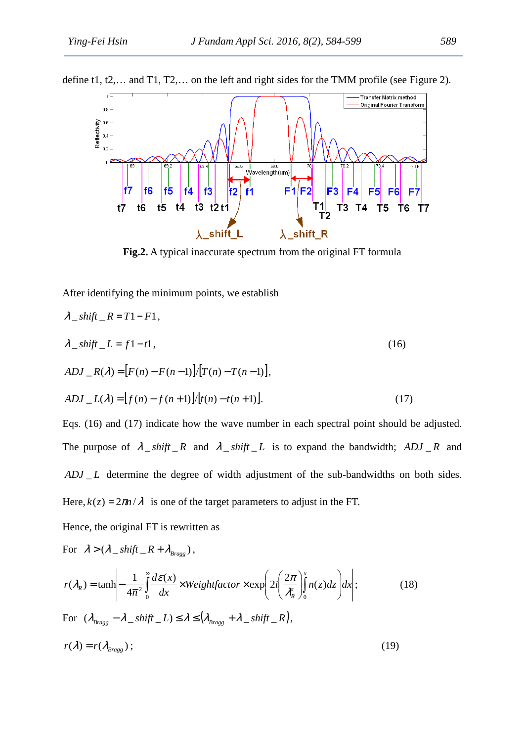define t1, t2,… and T1, T2,… on the left and right sides for the TMM profile (see Figure 2).

**Fig.2.** A typical inaccurate spectrum from the original FT formula

After identifying the minimum points, we establish

$$\lambda\_shift\_R = T1 - F1,$$

$$\lambda\_shift\_L = f1 - t1, \tag{16}$$

$$ADJ\_R(\lambda) = [F(n) - F(n-1)]/[T(n) - T(n-1)],$$

$$ADJ\_L(\lambda) = [f(n) - f(n+1)]/[t(n) - t(n+1)]. \tag{17}$$

Eqs. (16) and (17) indicate how the wave number in each spectral point should be adjusted. The purpose of $\lambda\_shift\_R$ and $\lambda\_shift\_L$ is to expand the bandwidth; $ADJ\_R$ and $ADJ\_L$ determine the degree of width adjustment of the sub-bandwidths on both sides. Here, $k(z) = 2\pi n/\lambda$ is one of the target parameters to adjust in the FT.

Hence, the original FT is rewritten as

For $\lambda > (\lambda\_shift\_R + \lambda_{Bragg})$,

$$r(\lambda_R) = \tanh\left| -\frac{1}{4\bar{n}^2}\int_0^{\infty}\frac{d\varepsilon(x)}{dx} \times Weightfactor \times \exp\left(2i\left(\frac{2\pi}{\lambda_R^a}\right)\int_0^x n(z)dz\right)dx\right|; \tag{18}$$

For $(\lambda_{Bragg} - \lambda\_shift\_L) \le \lambda \le (\lambda_{Bragg} + \lambda\_shift\_R)$,

$$r(\lambda) = r(\lambda_{Bragg}); \tag{19}$$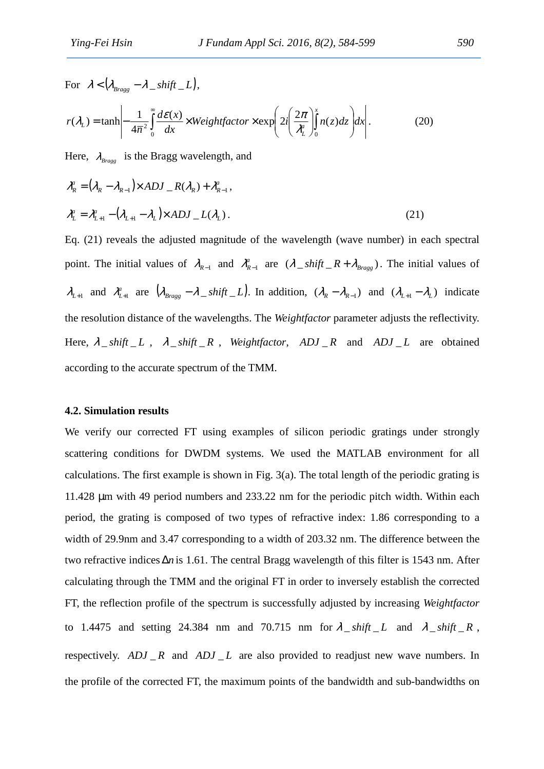For $\lambda < (\lambda_{Bragg} - \lambda\_shift\_L)$,

$$r(\lambda_L) = \tanh\left| -\frac{1}{4\bar{n}^2} \int_0^{\infty} \frac{d\varepsilon(x)}{dx} \times Weightfactor \times \exp\left( 2i \left( \frac{2\pi}{\lambda_L^a} \right) \int_0^x n(z)dz \right) dx \right|. \tag{20}$$

Here, $\lambda_{Bragg}$ is the Bragg wavelength, and

$$\lambda_R^a = (\lambda_R - \lambda_{R-1}) \times ADJ\_R(\lambda_R) + \lambda_{R-1}^a,$$

$$\lambda_L^a = \lambda_{L+1}^a - (\lambda_{L+1} - \lambda_L) \times ADJ\_L(\lambda_L). \tag{21}$$

Eq. (21) reveals the adjusted magnitude of the wavelength (wave number) in each spectral point. The initial values of $\lambda_{R-1}$ and $\lambda_{R-1}^a$ are $(\lambda\_shift\_R + \lambda_{Bragg})$. The initial values of $\lambda_{L+1}$ and $\lambda_{L+1}^a$ are $(\lambda_{Bragg} - \lambda\_shift\_L)$. In addition, $(\lambda_R - \lambda_{R-1})$ and $(\lambda_{L+1} - \lambda_L)$ indicate the resolution distance of the wavelengths. The *Weightfactor* parameter adjusts the reflectivity. Here, $\lambda\_shift\_L$, $\lambda\_shift\_R$, *Weightfactor*, $ADJ\_R$ and $ADJ\_L$ are obtained according to the accurate spectrum of the TMM.

### 4.2. Simulation results

We verify our corrected FT using examples of silicon periodic gratings under strongly scattering conditions for DWDM systems. We used the MATLAB environment for all calculations. The first example is shown in Fig. 3(a). The total length of the periodic grating is 11.428 μm with 49 period numbers and 233.22 nm for the periodic pitch width. Within each period, the grating is composed of two types of refractive index: 1.86 corresponding to a width of 29.9nm and 3.47 corresponding to a width of 203.32 nm. The difference between the two refractive indices $\Delta n$ is 1.61. The central Bragg wavelength of this filter is 1543 nm. After calculating through the TMM and the original FT in order to inversely establish the corrected FT, the reflection profile of the spectrum is successfully adjusted by increasing *Weightfactor* to 1.4475 and setting 24.384 nm and 70.715 nm for $\lambda\_shift\_L$ and $\lambda\_shift\_R$, respectively. $ADJ\_R$ and $ADJ\_L$ are also provided to readjust new wave numbers. In the profile of the corrected FT, the maximum points of the bandwidth and sub-bandwidths on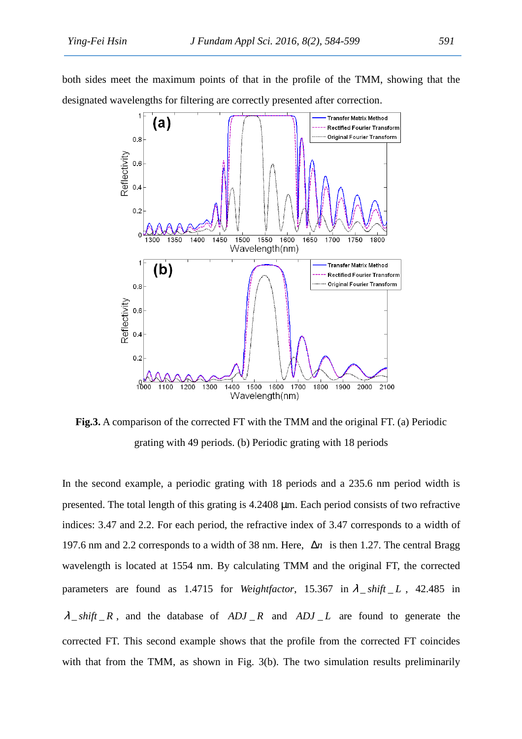both sides meet the maximum points of that in the profile of the TMM, showing that the designated wavelengths for filtering are correctly presented after correction.

**Fig.3.** A comparison of the corrected FT with the TMM and the original FT. (a) Periodic grating with 49 periods. (b) Periodic grating with 18 periods

In the second example, a periodic grating with 18 periods and a 235.6 nm period width is presented. The total length of this grating is 4.2408 μm. Each period consists of two refractive indices: 3.47 and 2.2. For each period, the refractive index of 3.47 corresponds to a width of 197.6 nm and 2.2 corresponds to a width of 38 nm. Here, $\Delta n$ is then 1.27. The central Bragg wavelength is located at 1554 nm. By calculating TMM and the original FT, the corrected parameters are found as 1.4715 for *Weightfactor*, 15.367 in $\lambda\_shift\_L$, 42.485 in $\lambda\_shift\_R$, and the database of $ADJ\_R$ and $ADJ\_L$ are found to generate the corrected FT. This second example shows that the profile from the corrected FT coincides with that from the TMM, as shown in Fig. 3(b). The two simulation results preliminarily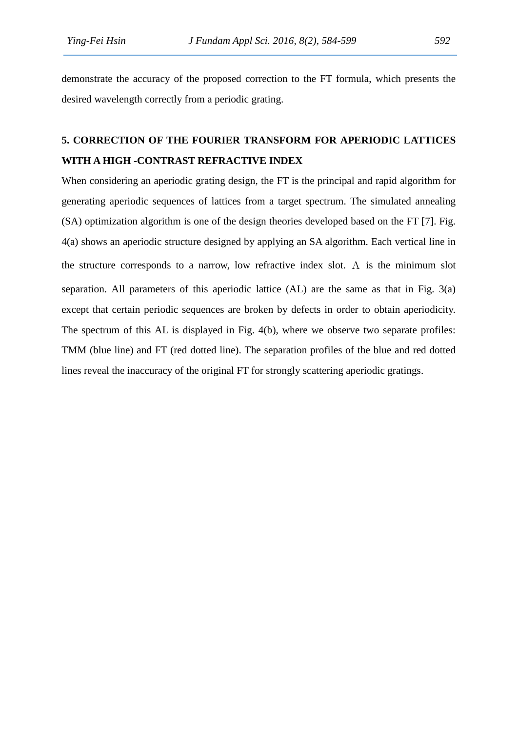demonstrate the accuracy of the proposed correction to the FT formula, which presents the desired wavelength correctly from a periodic grating.

## 5. CORRECTION OF THE FOURIER TRANSFORM FOR APERIODIC LATTICES WITH A HIGH -CONTRAST REFRACTIVE INDEX

When considering an aperiodic grating design, the FT is the principal and rapid algorithm for generating aperiodic sequences of lattices from a target spectrum. The simulated annealing (SA) optimization algorithm is one of the design theories developed based on the FT [7]. Fig. 4(a) shows an aperiodic structure designed by applying an SA algorithm. Each vertical line in the structure corresponds to a narrow, low refractive index slot. $\Lambda$ is the minimum slot separation. All parameters of this aperiodic lattice (AL) are the same as that in Fig. 3(a) except that certain periodic sequences are broken by defects in order to obtain aperiodicity. The spectrum of this AL is displayed in Fig. 4(b), where we observe two separate profiles: TMM (blue line) and FT (red dotted line). The separation profiles of the blue and red dotted lines reveal the inaccuracy of the original FT for strongly scattering aperiodic gratings.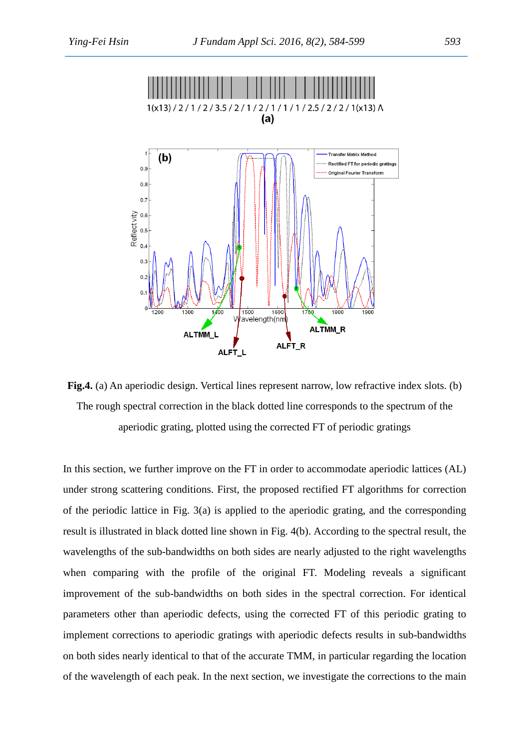**Fig.4.** (a) An aperiodic design. Vertical lines represent narrow, low refractive index slots. (b) The rough spectral correction in the black dotted line corresponds to the spectrum of the aperiodic grating, plotted using the corrected FT of periodic gratings

In this section, we further improve on the FT in order to accommodate aperiodic lattices (AL) under strong scattering conditions. First, the proposed rectified FT algorithms for correction of the periodic lattice in Fig. 3(a) is applied to the aperiodic grating, and the corresponding result is illustrated in black dotted line shown in Fig. 4(b). According to the spectral result, the wavelengths of the sub-bandwidths on both sides are nearly adjusted to the right wavelengths when comparing with the profile of the original FT. Modeling reveals a significant improvement of the sub-bandwidths on both sides in the spectral correction. For identical parameters other than aperiodic defects, using the corrected FT of this periodic grating to implement corrections to aperiodic gratings with aperiodic defects results in sub-bandwidths on both sides nearly identical to that of the accurate TMM, in particular regarding the location of the wavelength of each peak. In the next section, we investigate the corrections to the main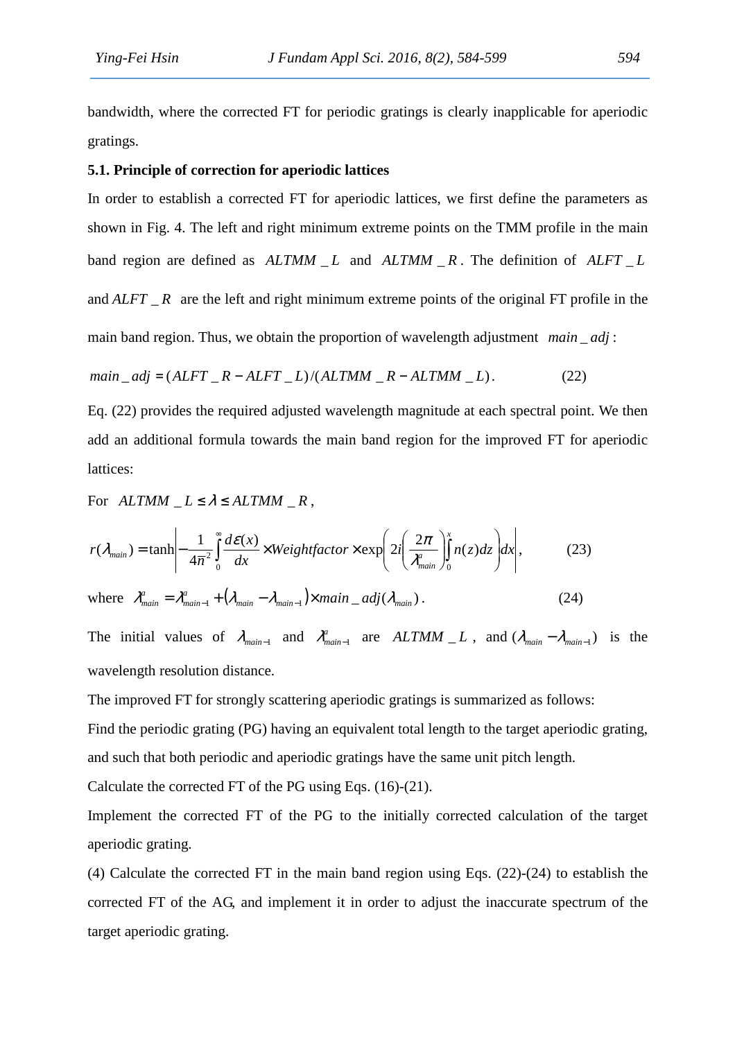bandwidth, where the corrected FT for periodic gratings is clearly inapplicable for aperiodic gratings.

### 5.1. Principle of correction for aperiodic lattices

In order to establish a corrected FT for aperiodic lattices, we first define the parameters as shown in Fig. 4. The left and right minimum extreme points on the TMM profile in the main band region are defined as $ALTMM\_L$ and $ALTMM\_R$. The definition of $ALFT\_L$ and $ALFT\_R$ are the left and right minimum extreme points of the original FT profile in the main band region. Thus, we obtain the proportion of wavelength adjustment $main\_adj$:

$$main\_adj = (ALFT\_R - ALFT\_L)/(ALTMM\_R - ALTMM\_L). \tag{22}$$

Eq. (22) provides the required adjusted wavelength magnitude at each spectral point. We then add an additional formula towards the main band region for the improved FT for aperiodic lattices:

For $ALTMM\_L \leq \lambda \leq ALTMM\_R$,

$$r(\lambda_{main}) = \tanh\left| -\frac{1}{4\bar{n}^2}\int_0^\infty \frac{d\varepsilon(x)}{dx} \times Weightfactor \times \exp\left(2i\left(\frac{2\pi}{\lambda^a_{main}}\right)\int_0^x n(z)dz\right)dx\right|, \tag{23}$$

where $\lambda^a_{main} = \lambda^a_{main-1} + (\lambda_{main} - \lambda_{main-1}) \times main\_adj(\lambda_{main})$. (24)

The initial values of $\lambda_{main-1}$ and $\lambda^a_{main-1}$ are $ALTMM\_L$, and $(\lambda_{main} - \lambda_{main-1})$ is the wavelength resolution distance.

The improved FT for strongly scattering aperiodic gratings is summarized as follows:

Find the periodic grating (PG) having an equivalent total length to the target aperiodic grating, and such that both periodic and aperiodic gratings have the same unit pitch length.

Calculate the corrected FT of the PG using Eqs. (16)-(21).

Implement the corrected FT of the PG to the initially corrected calculation of the target aperiodic grating.

(4) Calculate the corrected FT in the main band region using Eqs. (22)-(24) to establish the corrected FT of the AG, and implement it in order to adjust the inaccurate spectrum of the target aperiodic grating.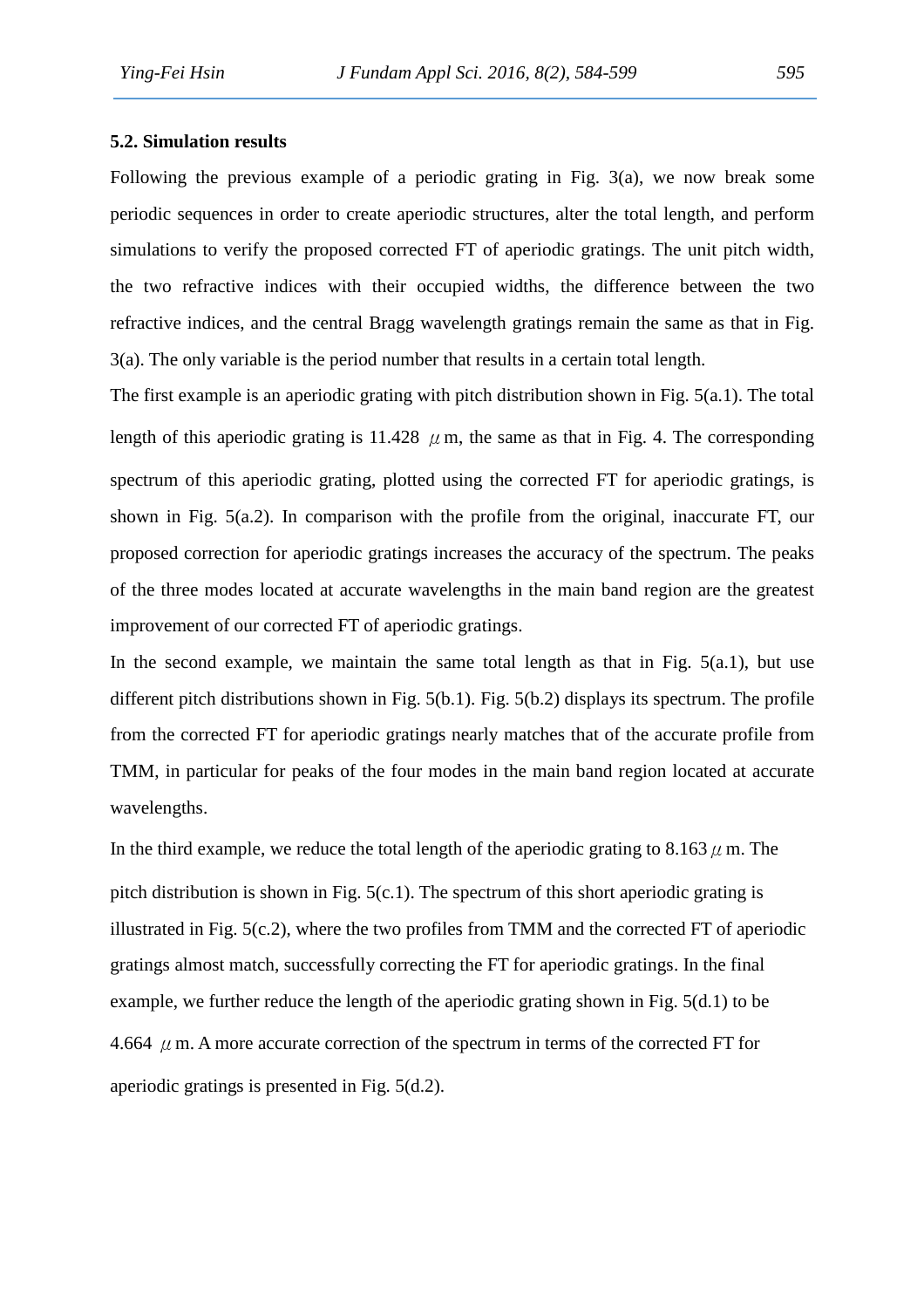### 5.2. Simulation results

Following the previous example of a periodic grating in Fig. 3(a), we now break some periodic sequences in order to create aperiodic structures, alter the total length, and perform simulations to verify the proposed corrected FT of aperiodic gratings. The unit pitch width, the two refractive indices with their occupied widths, the difference between the two refractive indices, and the central Bragg wavelength gratings remain the same as that in Fig. 3(a). The only variable is the period number that results in a certain total length.

The first example is an aperiodic grating with pitch distribution shown in Fig. 5(a.1). The total length of this aperiodic grating is 11.428 $\mu$m, the same as that in Fig. 4. The corresponding spectrum of this aperiodic grating, plotted using the corrected FT for aperiodic gratings, is shown in Fig. 5(a.2). In comparison with the profile from the original, inaccurate FT, our proposed correction for aperiodic gratings increases the accuracy of the spectrum. The peaks of the three modes located at accurate wavelengths in the main band region are the greatest improvement of our corrected FT of aperiodic gratings.

In the second example, we maintain the same total length as that in Fig. 5(a.1), but use different pitch distributions shown in Fig. 5(b.1). Fig. 5(b.2) displays its spectrum. The profile from the corrected FT for aperiodic gratings nearly matches that of the accurate profile from TMM, in particular for peaks of the four modes in the main band region located at accurate wavelengths.

In the third example, we reduce the total length of the aperiodic grating to 8.163 $\mu$m. The pitch distribution is shown in Fig. 5(c.1). The spectrum of this short aperiodic grating is illustrated in Fig. 5(c.2), where the two profiles from TMM and the corrected FT of aperiodic gratings almost match, successfully correcting the FT for aperiodic gratings. In the final example, we further reduce the length of the aperiodic grating shown in Fig. 5(d.1) to be 4.664 $\mu$m. A more accurate correction of the spectrum in terms of the corrected FT for aperiodic gratings is presented in Fig. 5(d.2).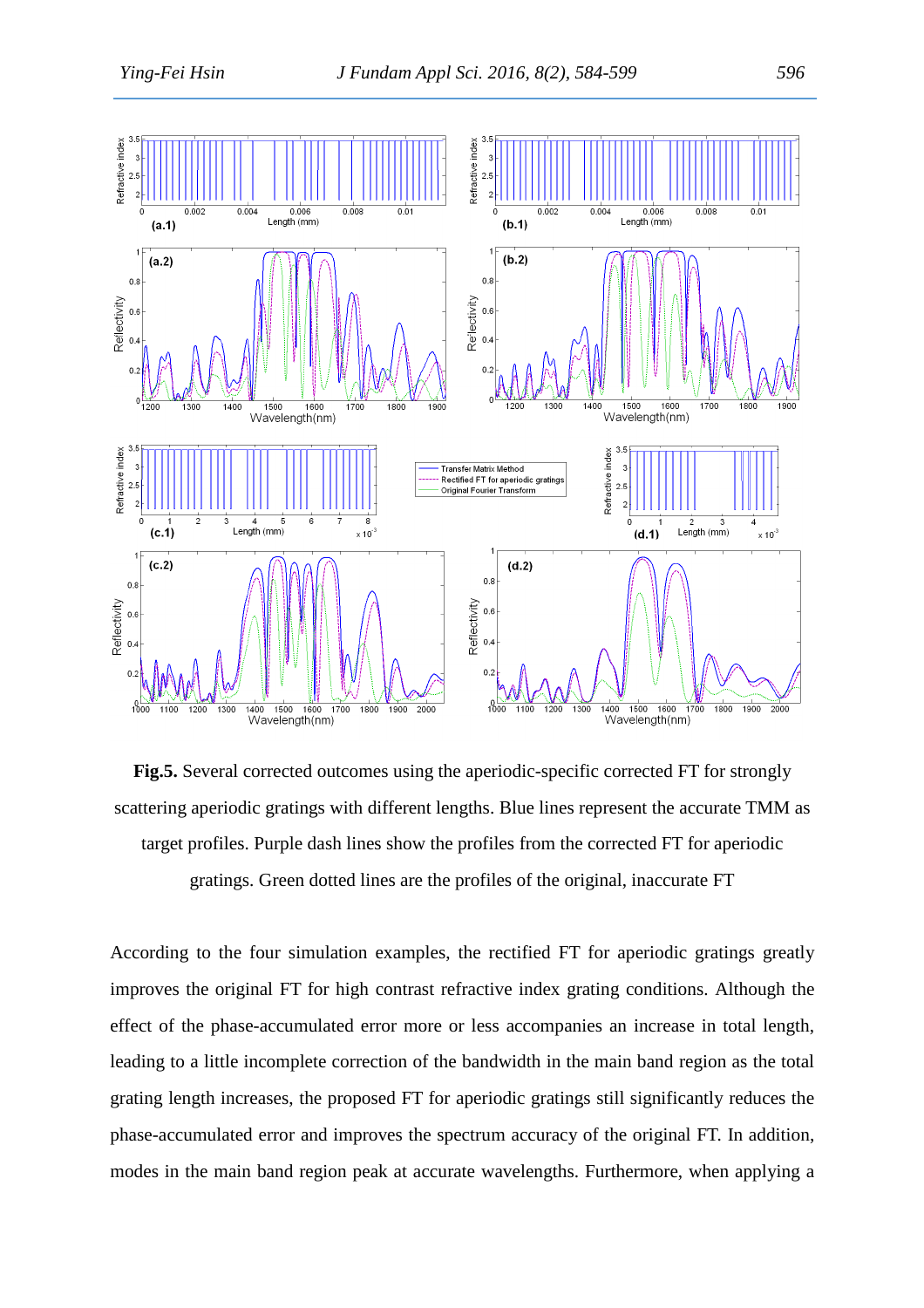**Fig.5.** Several corrected outcomes using the aperiodic-specific corrected FT for strongly scattering aperiodic gratings with different lengths. Blue lines represent the accurate TMM as target profiles. Purple dash lines show the profiles from the corrected FT for aperiodic gratings. Green dotted lines are the profiles of the original, inaccurate FT

According to the four simulation examples, the rectified FT for aperiodic gratings greatly improves the original FT for high contrast refractive index grating conditions. Although the effect of the phase-accumulated error more or less accompanies an increase in total length, leading to a little incomplete correction of the bandwidth in the main band region as the total grating length increases, the proposed FT for aperiodic gratings still significantly reduces the phase-accumulated error and improves the spectrum accuracy of the original FT. In addition, modes in the main band region peak at accurate wavelengths. Furthermore, when applying a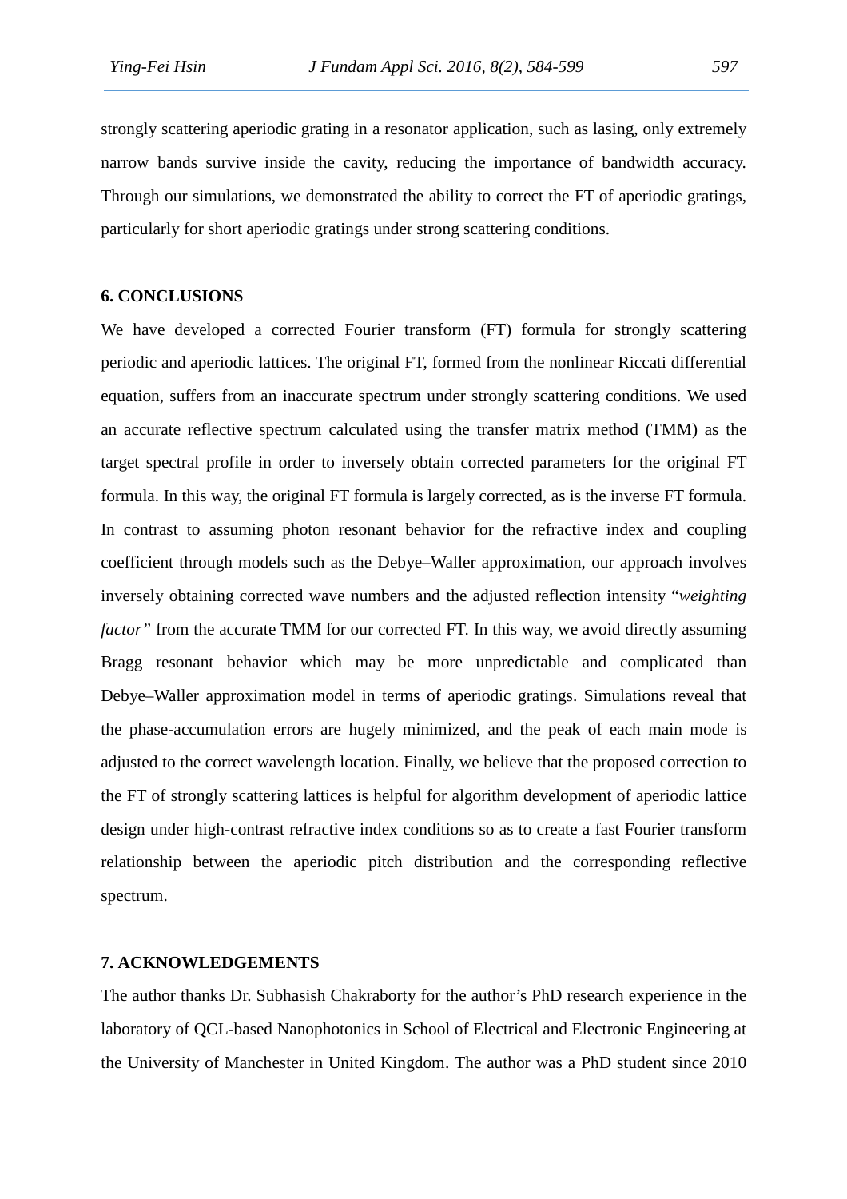strongly scattering aperiodic grating in a resonator application, such as lasing, only extremely narrow bands survive inside the cavity, reducing the importance of bandwidth accuracy. Through our simulations, we demonstrated the ability to correct the FT of aperiodic gratings, particularly for short aperiodic gratings under strong scattering conditions.

## 6. CONCLUSIONS

We have developed a corrected Fourier transform (FT) formula for strongly scattering periodic and aperiodic lattices. The original FT, formed from the nonlinear Riccati differential equation, suffers from an inaccurate spectrum under strongly scattering conditions. We used an accurate reflective spectrum calculated using the transfer matrix method (TMM) as the target spectral profile in order to inversely obtain corrected parameters for the original FT formula. In this way, the original FT formula is largely corrected, as is the inverse FT formula. In contrast to assuming photon resonant behavior for the refractive index and coupling coefficient through models such as the Debye–Waller approximation, our approach involves inversely obtaining corrected wave numbers and the adjusted reflection intensity "*weighting factor*" from the accurate TMM for our corrected FT. In this way, we avoid directly assuming Bragg resonant behavior which may be more unpredictable and complicated than Debye–Waller approximation model in terms of aperiodic gratings. Simulations reveal that the phase-accumulation errors are hugely minimized, and the peak of each main mode is adjusted to the correct wavelength location. Finally, we believe that the proposed correction to the FT of strongly scattering lattices is helpful for algorithm development of aperiodic lattice design under high-contrast refractive index conditions so as to create a fast Fourier transform relationship between the aperiodic pitch distribution and the corresponding reflective spectrum.

## 7. ACKNOWLEDGEMENTS

The author thanks Dr. Subhasish Chakraborty for the author's PhD research experience in the laboratory of QCL-based Nanophotonics in School of Electrical and Electronic Engineering at the University of Manchester in United Kingdom. The author was a PhD student since 2010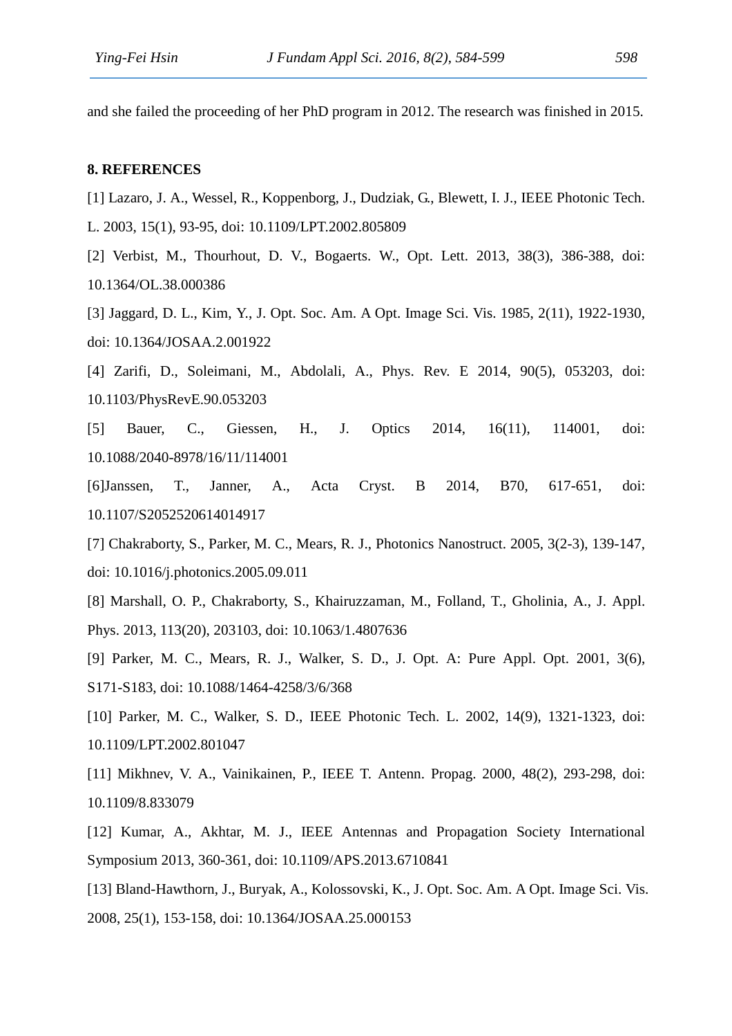and she failed the proceeding of her PhD program in 2012. The research was finished in 2015.

## 8. REFERENCES

[1] Lazaro, J. A., Wessel, R., Koppenborg, J., Dudziak, G., Blewett, I. J., IEEE Photonic Tech. L. 2003, 15(1), 93-95, doi: 10.1109/LPT.2002.805809

[2] Verbist, M., Thourhout, D. V., Bogaerts. W., Opt. Lett. 2013, 38(3), 386-388, doi: 10.1364/OL.38.000386

[3] Jaggard, D. L., Kim, Y., J. Opt. Soc. Am. A Opt. Image Sci. Vis. 1985, 2(11), 1922-1930, doi: 10.1364/JOSAA.2.001922

[4] Zarifi, D., Soleimani, M., Abdolali, A., Phys. Rev. E 2014, 90(5), 053203, doi: 10.1103/PhysRevE.90.053203

[5] Bauer, C., Giessen, H., J. Optics 2014, 16(11), 114001, doi: 10.1088/2040-8978/16/11/114001

[6]Janssen, T., Janner, A., Acta Cryst. B 2014, B70, 617-651, doi: 10.1107/S2052520614014917

[7] Chakraborty, S., Parker, M. C., Mears, R. J., Photonics Nanostruct. 2005, 3(2-3), 139-147, doi: 10.1016/j.photonics.2005.09.011

[8] Marshall, O. P., Chakraborty, S., Khairuzzaman, M., Folland, T., Gholinia, A., J. Appl. Phys. 2013, 113(20), 203103, doi: 10.1063/1.4807636

[9] Parker, M. C., Mears, R. J., Walker, S. D., J. Opt. A: Pure Appl. Opt. 2001, 3(6), S171-S183, doi: 10.1088/1464-4258/3/6/368

[10] Parker, M. C., Walker, S. D., IEEE Photonic Tech. L. 2002, 14(9), 1321-1323, doi: 10.1109/LPT.2002.801047

[11] Mikhnev, V. A., Vainikainen, P., IEEE T. Antenn. Propag. 2000, 48(2), 293-298, doi: 10.1109/8.833079

[12] Kumar, A., Akhtar, M. J., IEEE Antennas and Propagation Society International Symposium 2013, 360-361, doi: 10.1109/APS.2013.6710841

[13] Bland-Hawthorn, J., Buryak, A., Kolossovski, K., J. Opt. Soc. Am. A Opt. Image Sci. Vis. 2008, 25(1), 153-158, doi: 10.1364/JOSAA.25.000153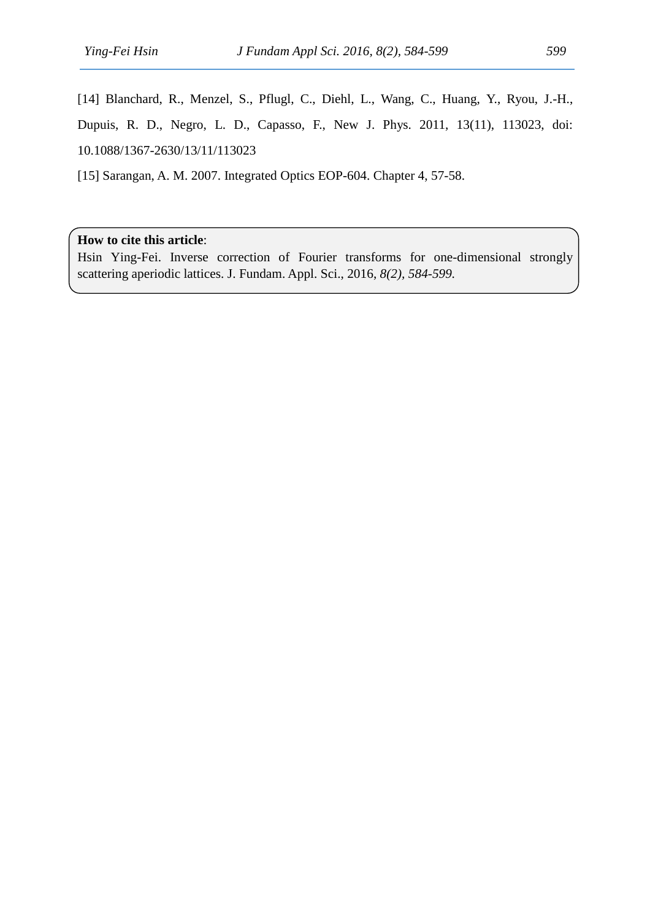[14] Blanchard, R., Menzel, S., Pflugl, C., Diehl, L., Wang, C., Huang, Y., Ryou, J.-H., Dupuis, R. D., Negro, L. D., Capasso, F., New J. Phys. 2011, 13(11), 113023, doi: 10.1088/1367-2630/13/11/113023

[15] Sarangan, A. M. 2007. Integrated Optics EOP-604. Chapter 4, 57-58.

**How to cite this article**:
Hsin Ying-Fei. Inverse correction of Fourier transforms for one-dimensional strongly scattering aperiodic lattices. J. Fundam. Appl. Sci., 2016, *8(2), 584-599.*